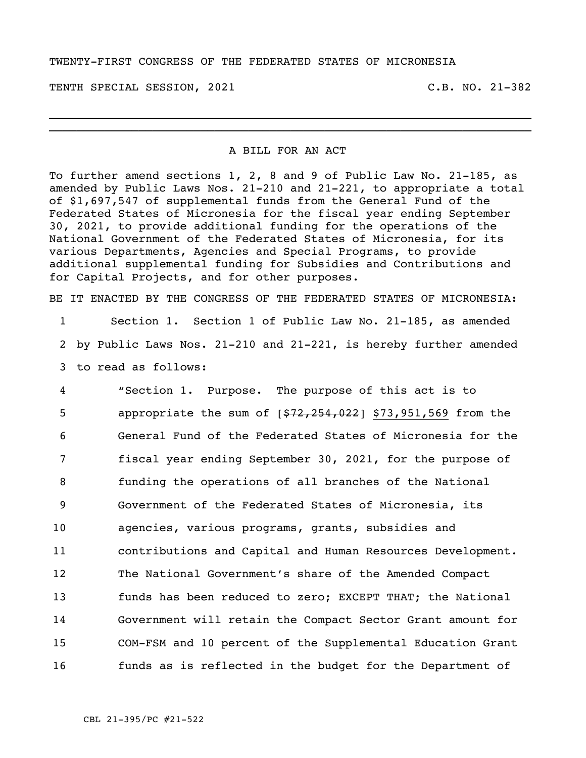TWENTY-FIRST CONGRESS OF THE FEDERATED STATES OF MICRONESIA

TENTH SPECIAL SESSION, 2021 C.B. NO. 21-382

---

A BILL FOR AN ACT

To further amend sections 1, 2, 8 and 9 of Public Law No. 21-185, as amended by Public Laws Nos. 21-210 and 21-221, to appropriate a total of $1,697,547 of supplemental funds from the General Fund of the Federated States of Micronesia for the fiscal year ending September 30, 2021, to provide additional funding for the operations of the National Government of the Federated States of Micronesia, for its various Departments, Agencies and Special Programs, to provide additional supplemental funding for Subsidies and Contributions and for Capital Projects, and for other purposes.

BE IT ENACTED BY THE CONGRESS OF THE FEDERATED STATES OF MICRONESIA:

1 Section 1. Section 1 of Public Law No. 21-185, as amended
2 by Public Laws Nos. 21-210 and 21-221, is hereby further amended
3 to read as follows:

4 "Section 1. Purpose. The purpose of this act is to
5 appropriate the sum of [~~$72,254,022~~] $73,951,569 from the
6 General Fund of the Federated States of Micronesia for the
7 fiscal year ending September 30, 2021, for the purpose of
8 funding the operations of all branches of the National
9 Government of the Federated States of Micronesia, its
10 agencies, various programs, grants, subsidies and
11 contributions and Capital and Human Resources Development.
12 The National Government's share of the Amended Compact
13 funds has been reduced to zero; EXCEPT THAT; the National
14 Government will retain the Compact Sector Grant amount for
15 COM-FSM and 10 percent of the Supplemental Education Grant
16 funds as is reflected in the budget for the Department of

CBL 21-395/PC #21-522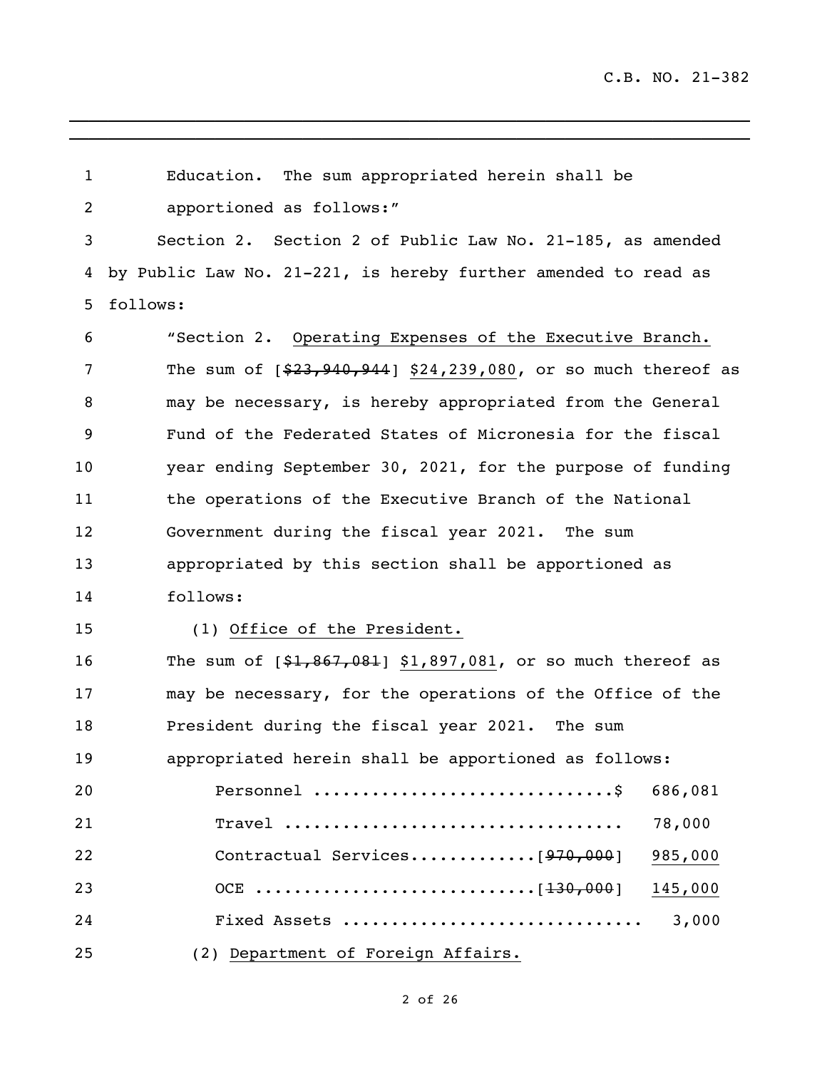Education. The sum appropriated herein shall be apportioned as follows:"

Section 2. Section 2 of Public Law No. 21-185, as amended by Public Law No. 21-221, is hereby further amended to read as follows:

"Section 2. Operating Expenses of the Executive Branch. The sum of [~~$23,940,944~~] $24,239,080, or so much thereof as may be necessary, is hereby appropriated from the General Fund of the Federated States of Micronesia for the fiscal year ending September 30, 2021, for the purpose of funding the operations of the Executive Branch of the National Government during the fiscal year 2021. The sum appropriated by this section shall be apportioned as follows:

(1) Office of the President.

The sum of [~~$1,867,081~~] $1,897,081, or so much thereof as may be necessary, for the operations of the Office of the President during the fiscal year 2021. The sum appropriated herein shall be apportioned as follows:

| | | |
|---|---|---|
| Personnel | | $ 686,081 |
| Travel | | 78,000 |
| Contractual Services | [~~970,000~~] | 985,000 |
| OCE | [~~130,000~~] | 145,000 |
| Fixed Assets | | 3,000 |

(2) Department of Foreign Affairs.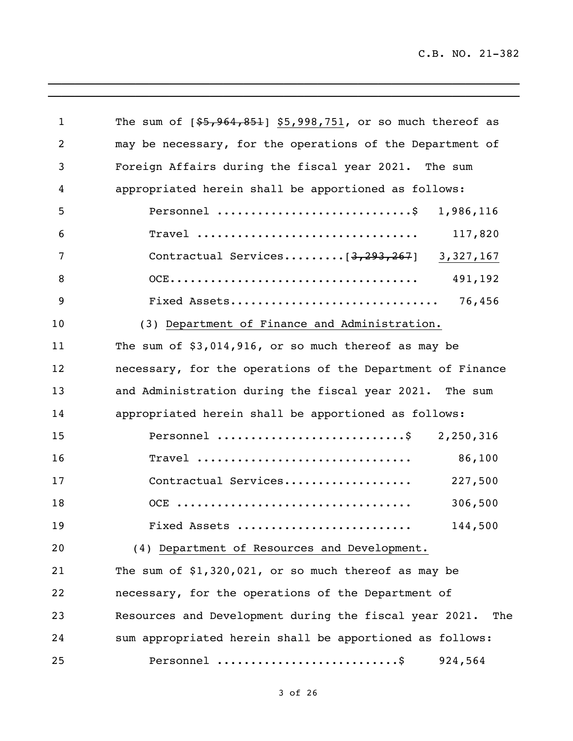The sum of [~~$5,964,851~~] <u>$5,998,751</u>, or so much thereof as may be necessary, for the operations of the Department of Foreign Affairs during the fiscal year 2021. The sum appropriated herein shall be apportioned as follows:

| | |
|---|---|
| Personnel ............................$ | 1,986,116 |
| Travel ................................ | 117,820 |
| Contractual Services.........[~~3,293,267~~] | <u>3,327,167</u> |
| OCE.................................... | 491,192 |
| Fixed Assets.............................. | 76,456 |

(3) <u>Department of Finance and Administration.</u>

The sum of $3,014,916, or so much thereof as may be necessary, for the operations of the Department of Finance and Administration during the fiscal year 2021. The sum appropriated herein shall be apportioned as follows:

| | |
|---|---|
| Personnel ...........................$ | 2,250,316 |
| Travel ............................... | 86,100 |
| Contractual Services................... | 227,500 |
| OCE .................................. | 306,500 |
| Fixed Assets ......................... | 144,500 |

(4) <u>Department of Resources and Development.</u>

The sum of $1,320,021, or so much thereof as may be necessary, for the operations of the Department of Resources and Development during the fiscal year 2021. The sum appropriated herein shall be apportioned as follows:

| | |
|---|---|
| Personnel ..........................$ | 924,564 |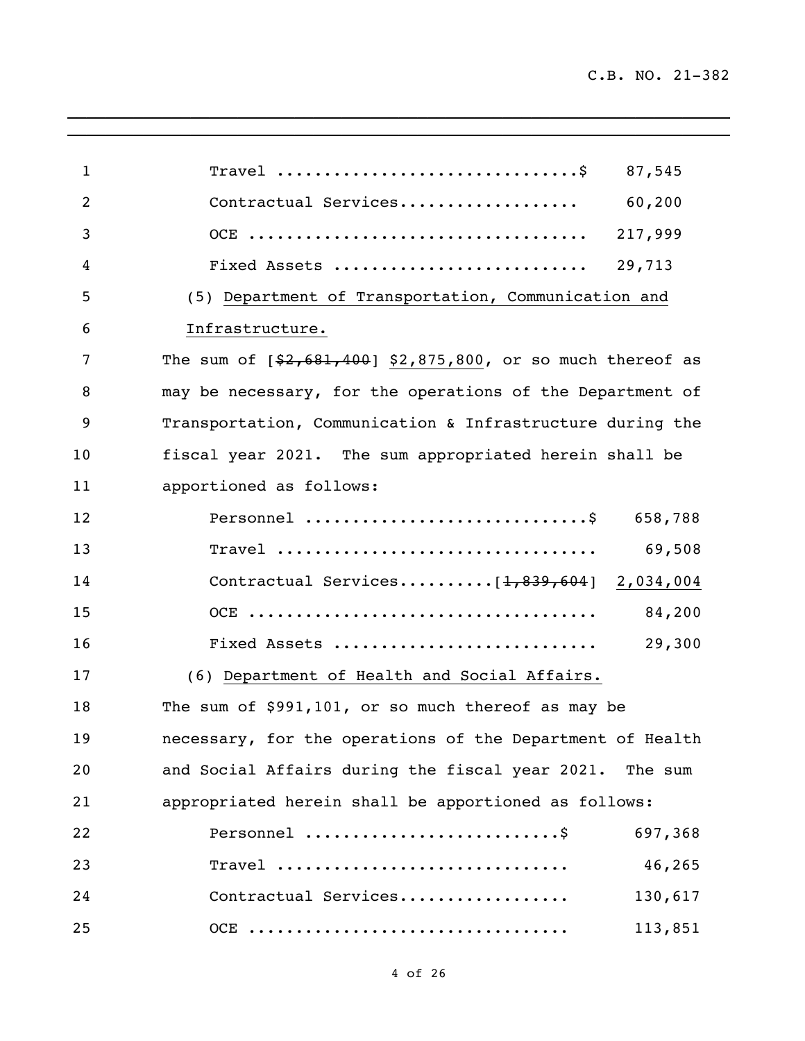Travel ................................$ 87,545

Contractual Services................... 60,200

OCE ................................... 217,999

Fixed Assets .......................... 29,713

(5) <u>Department of Transportation, Communication and Infrastructure.</u>

The sum of [~~$2,681,400~~] <u>$2,875,800</u>, or so much thereof as may be necessary, for the operations of the Department of Transportation, Communication & Infrastructure during the fiscal year 2021. The sum appropriated herein shall be apportioned as follows:

Personnel .............................$ 658,788

Travel ................................. 69,508

Contractual Services..........[~~1,839,604~~] <u>2,034,004</u>

OCE .................................... 84,200

Fixed Assets ........................... 29,300

(6) <u>Department of Health and Social Affairs.</u>

The sum of $991,101, or so much thereof as may be necessary, for the operations of the Department of Health and Social Affairs during the fiscal year 2021. The sum appropriated herein shall be apportioned as follows:

Personnel ..........................$ 697,368

Travel .............................. 46,265

Contractual Services................. 130,617

OCE ................................. 113,851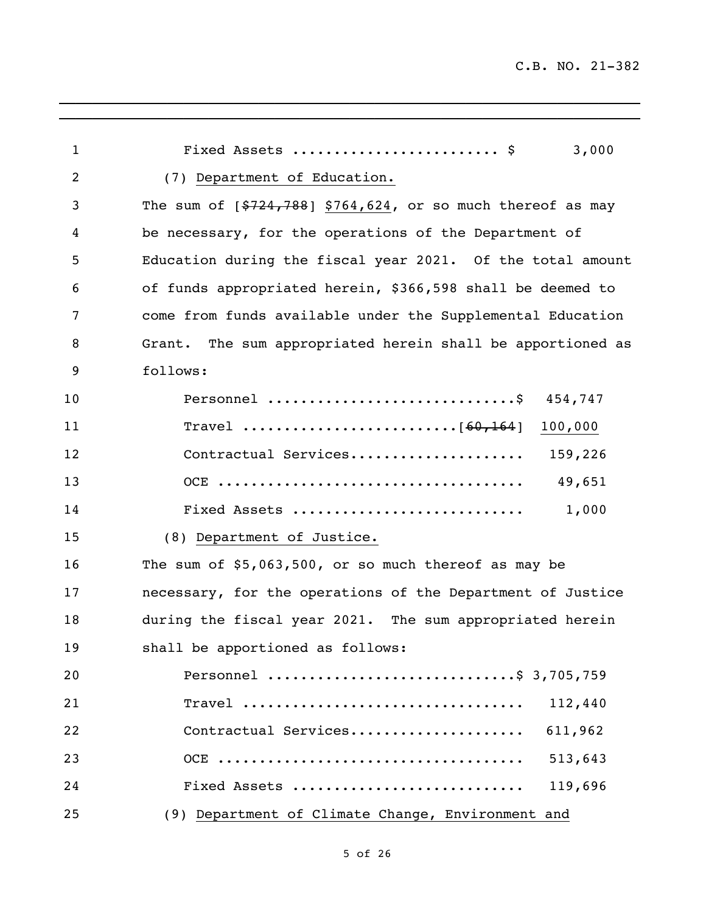Fixed Assets ........................ $ 3,000

(7) Department of Education.

The sum of [~~$724,788~~] $764,624, or so much thereof as may be necessary, for the operations of the Department of Education during the fiscal year 2021. Of the total amount of funds appropriated herein, $366,598 shall be deemed to come from funds available under the Supplemental Education Grant. The sum appropriated herein shall be apportioned as follows:

| | |
|---|---|
| Personnel ............................ | $ 454,747 |
| Travel ........................ | [~~60,164~~] 100,000 |
| Contractual Services.................... | 159,226 |
| OCE .................................... | 49,651 |
| Fixed Assets .......................... | 1,000 |

(8) Department of Justice.

The sum of $5,063,500, or so much thereof as may be necessary, for the operations of the Department of Justice during the fiscal year 2021. The sum appropriated herein shall be apportioned as follows:

| | |
|---|---|
| Personnel ............................ | $ 3,705,759 |
| Travel ................................ | 112,440 |
| Contractual Services.................... | 611,962 |
| OCE .................................... | 513,643 |
| Fixed Assets .......................... | 119,696 |

(9) Department of Climate Change, Environment and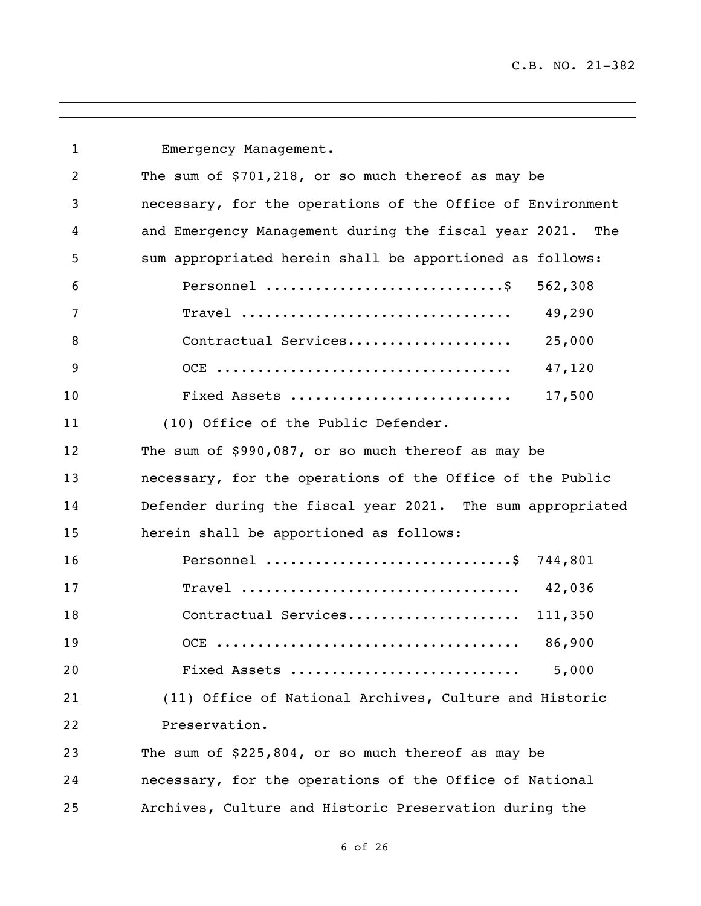Emergency Management.

The sum of $701,218, or so much thereof as may be necessary, for the operations of the Office of Environment and Emergency Management during the fiscal year 2021. The sum appropriated herein shall be apportioned as follows:

| | |
|---|---|
| Personnel | $ 562,308 |
| Travel | 49,290 |
| Contractual Services | 25,000 |
| OCE | 47,120 |
| Fixed Assets | 17,500 |

(10) Office of the Public Defender.

The sum of $990,087, or so much thereof as may be necessary, for the operations of the Office of the Public Defender during the fiscal year 2021. The sum appropriated herein shall be apportioned as follows:

| | |
|---|---|
| Personnel | $ 744,801 |
| Travel | 42,036 |
| Contractual Services | 111,350 |
| OCE | 86,900 |
| Fixed Assets | 5,000 |

(11) Office of National Archives, Culture and Historic Preservation.

The sum of $225,804, or so much thereof as may be necessary, for the operations of the Office of National Archives, Culture and Historic Preservation during the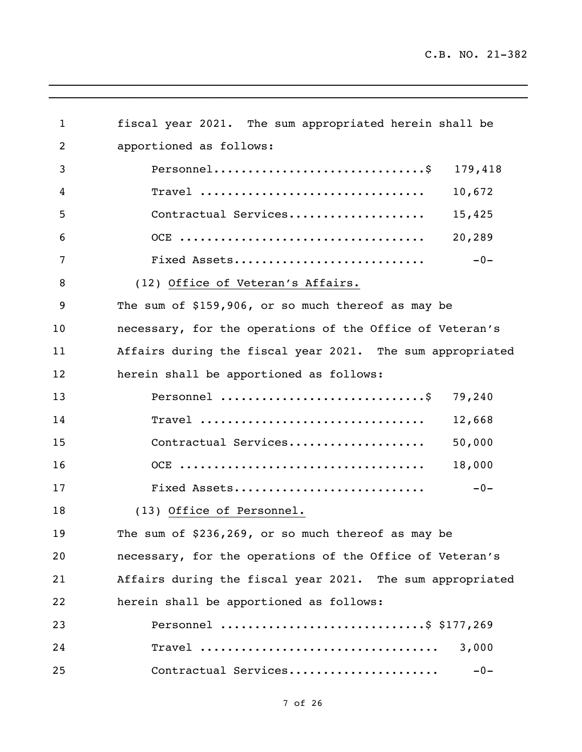fiscal year 2021. The sum appropriated herein shall be apportioned as follows:

| | |
|---|---|
| Personnel...............................$ | 179,418 |
| Travel ................................ | 10,672 |
| Contractual Services.................... | 15,425 |
| OCE .................................. | 20,289 |
| Fixed Assets........................... | -0- |

(12) Office of Veteran's Affairs.

The sum of $159,906, or so much thereof as may be necessary, for the operations of the Office of Veteran's Affairs during the fiscal year 2021. The sum appropriated herein shall be apportioned as follows:

| | |
|---|---|
| Personnel ..............................$ | 79,240 |
| Travel ................................ | 12,668 |
| Contractual Services.................... | 50,000 |
| OCE .................................. | 18,000 |
| Fixed Assets........................... | -0- |

(13) Office of Personnel.

The sum of $236,269, or so much thereof as may be necessary, for the operations of the Office of Veteran's Affairs during the fiscal year 2021. The sum appropriated herein shall be apportioned as follows:

| | |
|---|---|
| Personnel .............................$ | $177,269 |
| Travel .................................. | 3,000 |
| Contractual Services...................... | -0- |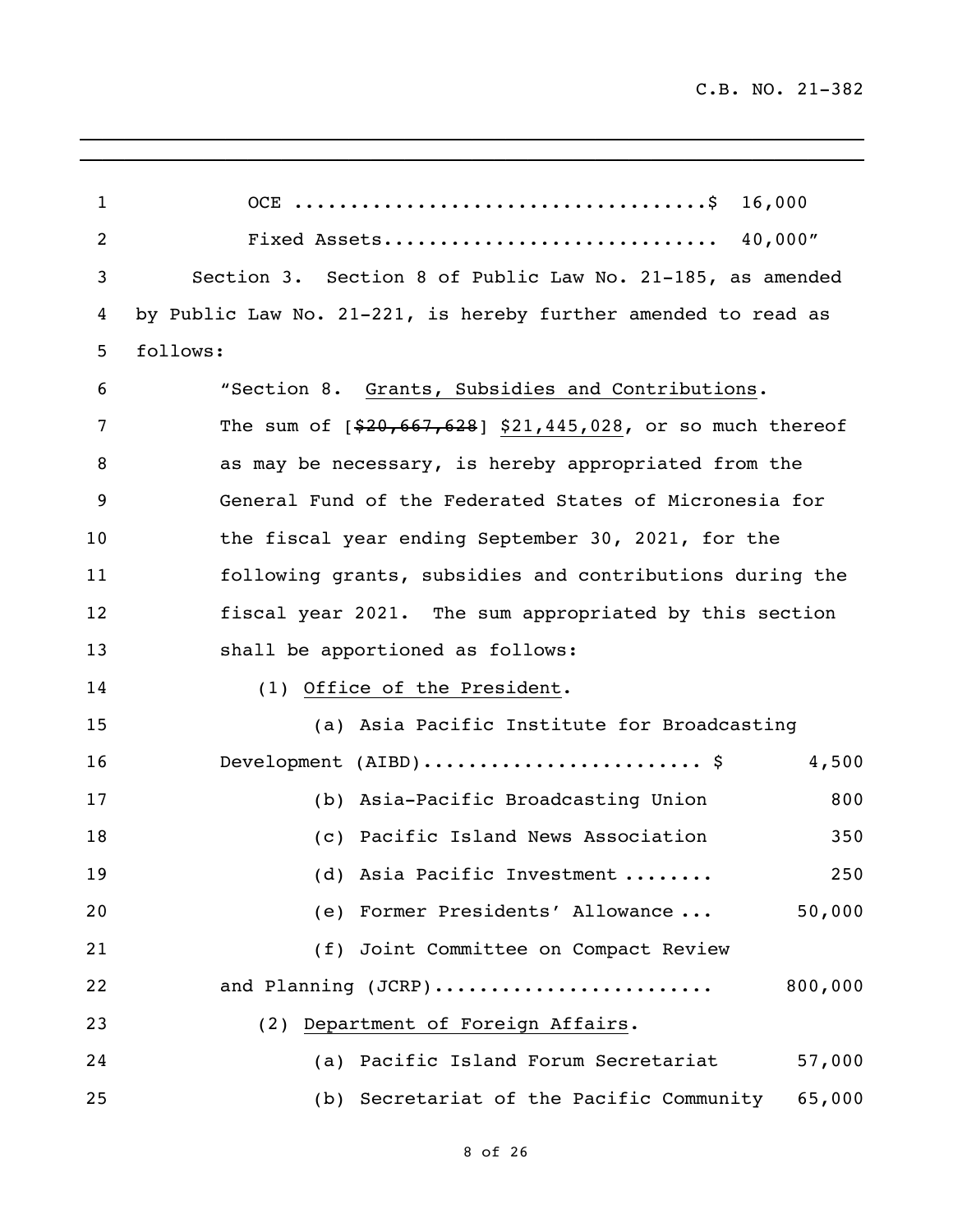OCE ....................................$ 16,000

Fixed Assets............................ 40,000"

Section 3. Section 8 of Public Law No. 21-185, as amended by Public Law No. 21-221, is hereby further amended to read as follows:

"Section 8. Grants, Subsidies and Contributions. The sum of [~~$20,667,628~~] $21,445,028, or so much thereof as may be necessary, is hereby appropriated from the General Fund of the Federated States of Micronesia for the fiscal year ending September 30, 2021, for the following grants, subsidies and contributions during the fiscal year 2021. The sum appropriated by this section shall be apportioned as follows:

(1) Office of the President.

(a) Asia Pacific Institute for Broadcasting Development (AIBD)........................ $ 4,500

(b) Asia-Pacific Broadcasting Union 800

(c) Pacific Island News Association 350

(d) Asia Pacific Investment ........ 250

(e) Former Presidents' Allowance ... 50,000

(f) Joint Committee on Compact Review and Planning (JCRP)........................ 800,000

(2) Department of Foreign Affairs.

(a) Pacific Island Forum Secretariat 57,000

(b) Secretariat of the Pacific Community 65,000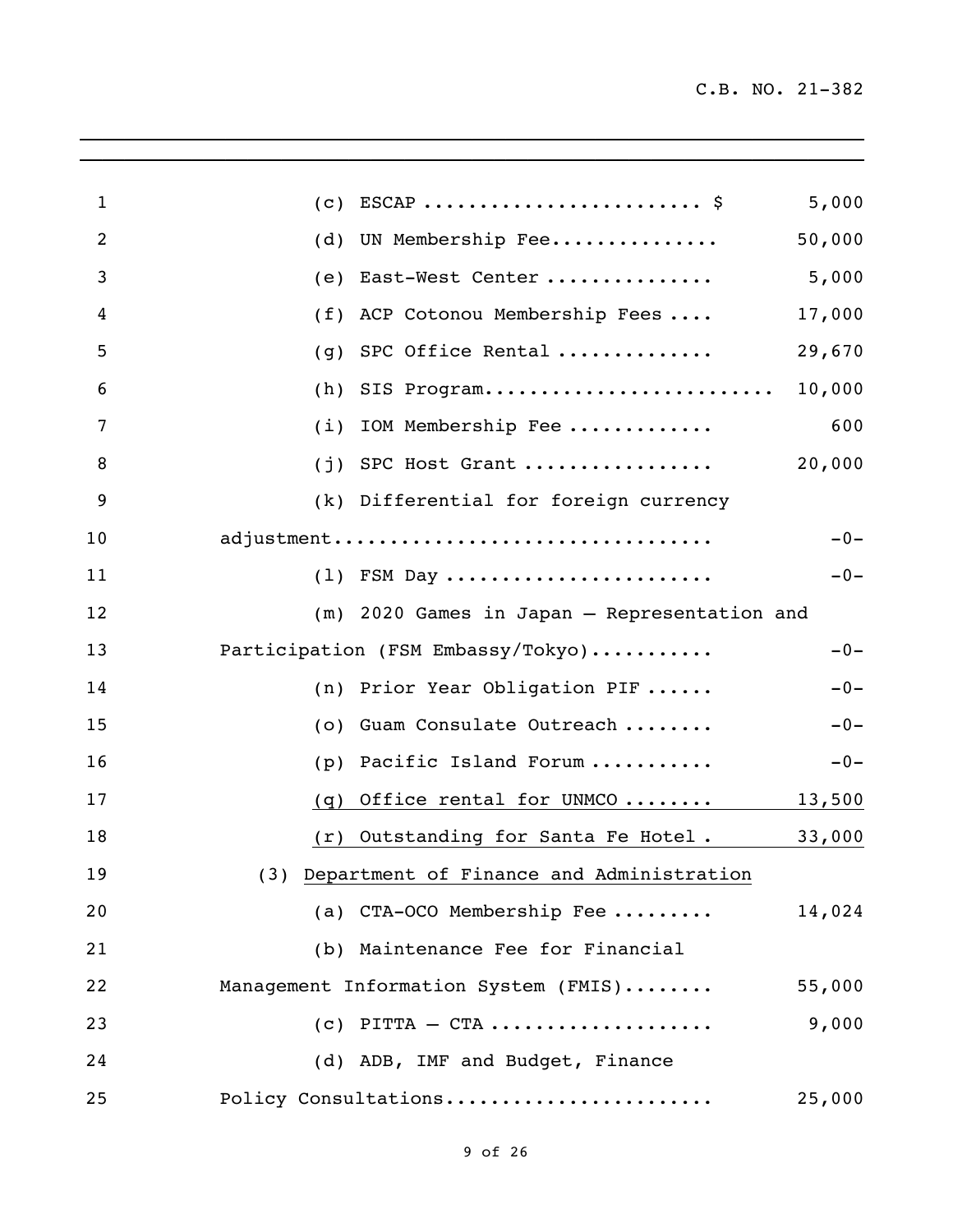| | |
|---|---:|
| (c) ESCAP ........................ $ | 5,000 |
| (d) UN Membership Fee............... | 50,000 |
| (e) East-West Center .............. | 5,000 |
| (f) ACP Cotonou Membership Fees .... | 17,000 |
| (g) SPC Office Rental ............. | 29,670 |
| (h) SIS Program......................... | 10,000 |
| (i) IOM Membership Fee ............ | 600 |
| (j) SPC Host Grant ................ | 20,000 |
| (k) Differential for foreign currency adjustment................................ | -0- |
| (l) FSM Day ....................... | -0- |
| (m) 2020 Games in Japan – Representation and Participation (FSM Embassy/Tokyo).......... | -0- |
| (n) Prior Year Obligation PIF ...... | -0- |
| (o) Guam Consulate Outreach ........ | -0- |
| (p) Pacific Island Forum .......... | -0- |
| (q) Office rental for UNMCO ........ | 13,500 |
| (r) Outstanding for Santa Fe Hotel . | 33,000 |

(3) Department of Finance and Administration

| | |
|---|---:|
| (a) CTA-OCO Membership Fee ......... | 14,024 |
| (b) Maintenance Fee for Financial Management Information System (FMIS)........ | 55,000 |
| (c) PITTA – CTA ................... | 9,000 |
| (d) ADB, IMF and Budget, Finance Policy Consultations...................... | 25,000 |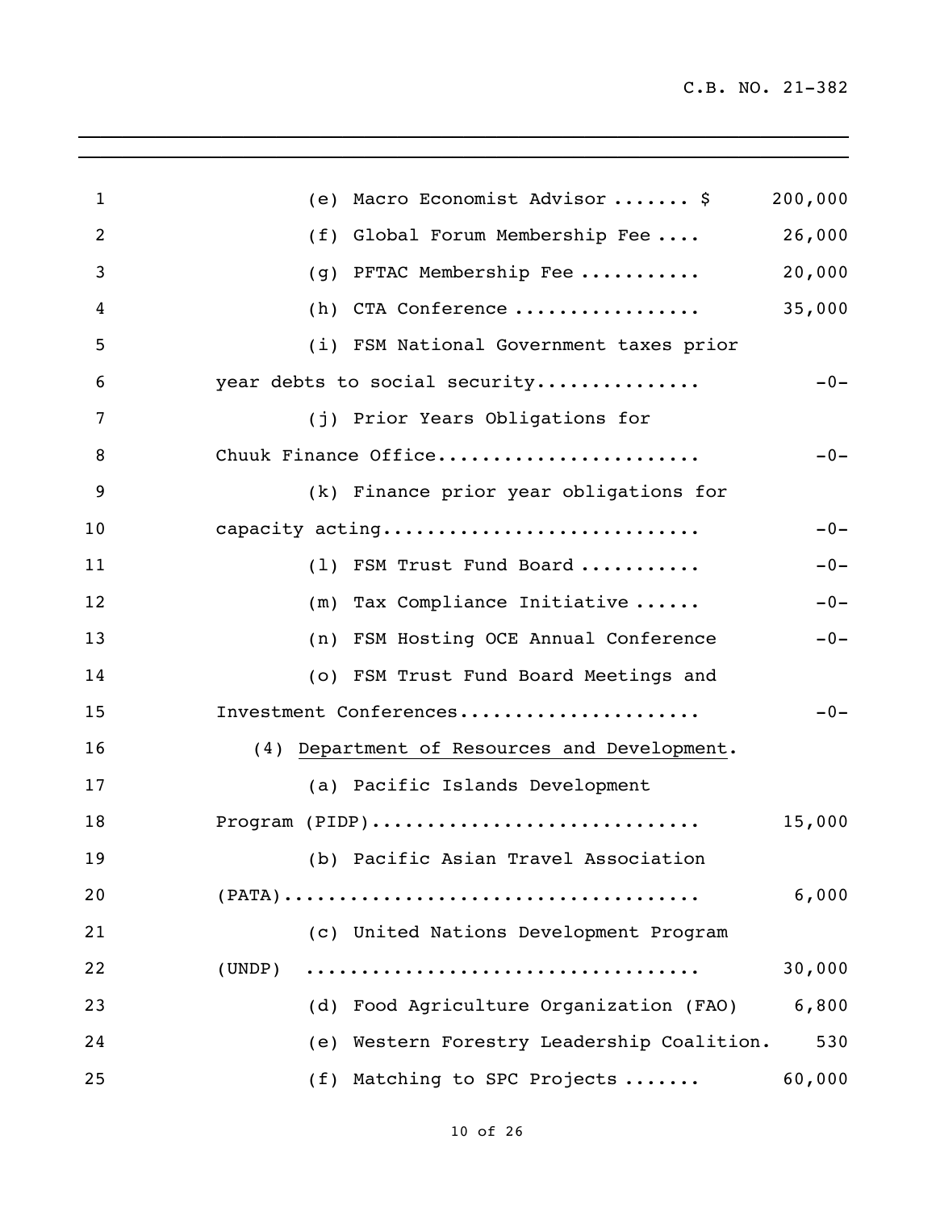(e) Macro Economist Advisor ....... $ 200,000

(f) Global Forum Membership Fee .... 26,000

(g) PFTAC Membership Fee ........... 20,000

(h) CTA Conference ................ 35,000

(i) FSM National Government taxes prior year debts to social security.............. -0-

(j) Prior Years Obligations for Chuuk Finance Office....................... -0-

(k) Finance prior year obligations for capacity acting............................ -0-

(l) FSM Trust Fund Board ........... -0-

(m) Tax Compliance Initiative ...... -0-

(n) FSM Hosting OCE Annual Conference -0-

(o) FSM Trust Fund Board Meetings and Investment Conferences..................... -0-

(4) Department of Resources and Development.

(a) Pacific Islands Development Program (PIDP)............................ 15,000

(b) Pacific Asian Travel Association (PATA).................................... 6,000

(c) United Nations Development Program (UNDP) .................................. 30,000

(d) Food Agriculture Organization (FAO) 6,800

(e) Western Forestry Leadership Coalition. 530

(f) Matching to SPC Projects ....... 60,000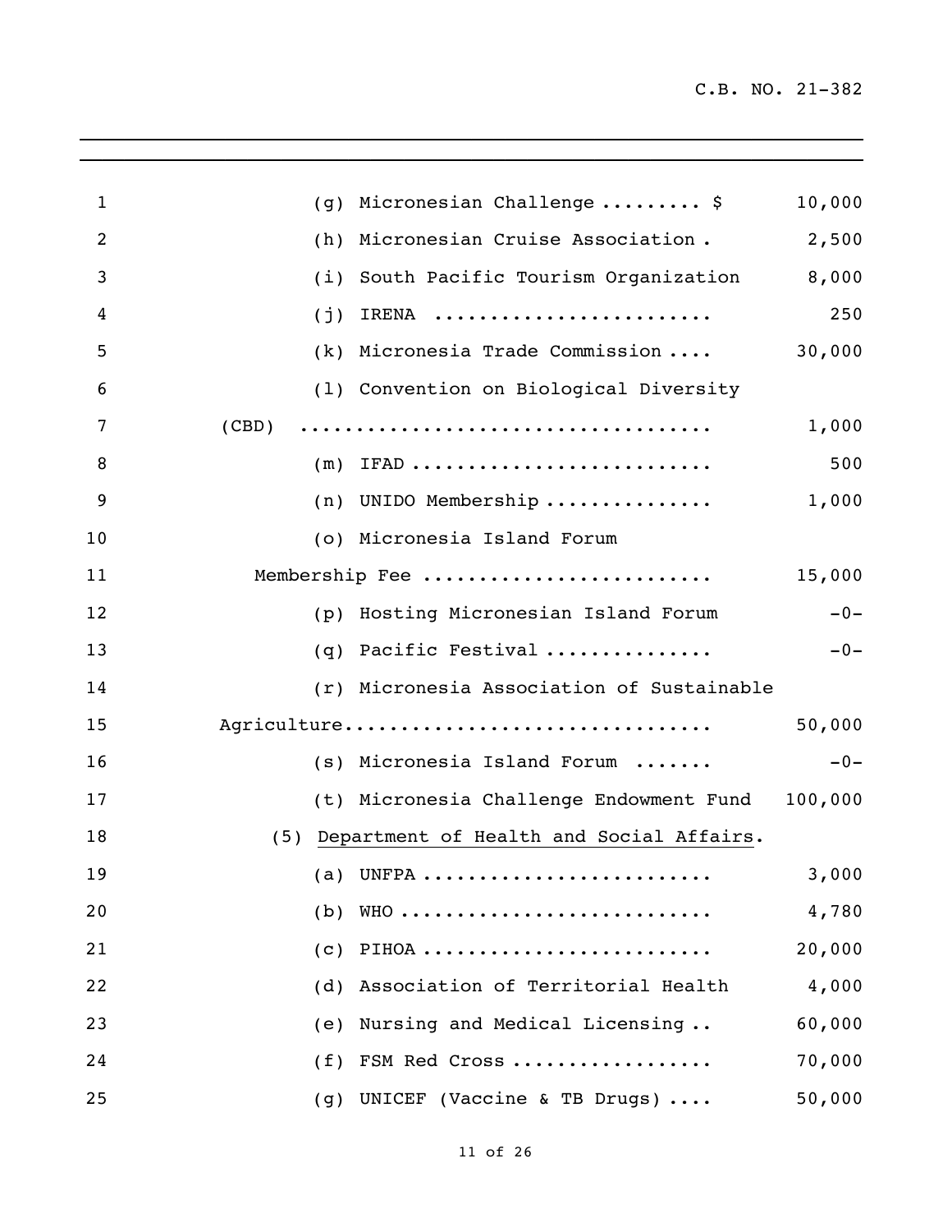(g) Micronesian Challenge ......... $ 10,000

(h) Micronesian Cruise Association . 2,500

(i) South Pacific Tourism Organization 8,000

(j) IRENA ........................ 250

(k) Micronesia Trade Commission .... 30,000

(l) Convention on Biological Diversity (CBD) .................................... 1,000

(m) IFAD .......................... 500

(n) UNIDO Membership .............. 1,000

(o) Micronesia Island Forum Membership Fee ......................... 15,000

(p) Hosting Micronesian Island Forum -0-

(q) Pacific Festival .............. -0-

(r) Micronesia Association of Sustainable Agriculture................................ 50,000

(s) Micronesia Island Forum ....... -0-

(t) Micronesia Challenge Endowment Fund 100,000

(5) Department of Health and Social Affairs.

(a) UNFPA ......................... 3,000

(b) WHO ........................... 4,780

(c) PIHOA ......................... 20,000

(d) Association of Territorial Health 4,000

(e) Nursing and Medical Licensing .. 60,000

(f) FSM Red Cross ................. 70,000

(g) UNICEF (Vaccine & TB Drugs) .... 50,000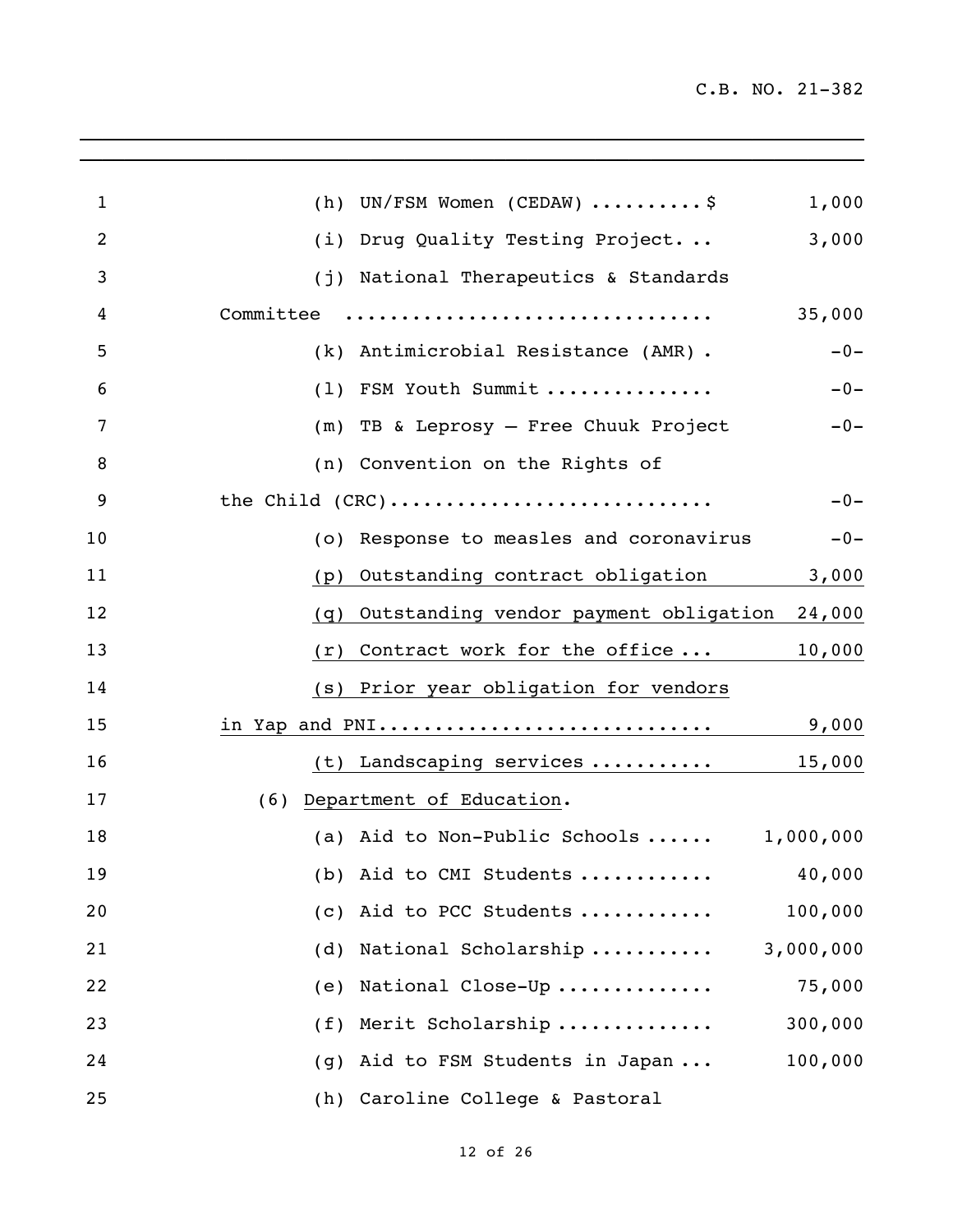(h) UN/FSM Women (CEDAW) ..........$ 1,000

(i) Drug Quality Testing Project. .. 3,000

(j) National Therapeutics & Standards Committee ................................ 35,000

(k) Antimicrobial Resistance (AMR) . -0-

(l) FSM Youth Summit ............... -0-

(m) TB & Leprosy – Free Chuuk Project -0-

(n) Convention on the Rights of the Child (CRC)............................ -0-

(o) Response to measles and coronavirus -0-

<u>(p) Outstanding contract obligation 3,000</u>

<u>(q) Outstanding vendor payment obligation 24,000</u>

<u>(r) Contract work for the office ... 10,000</u>

<u>(s) Prior year obligation for vendors in Yap and PNI............................ 9,000</u>

<u>(t) Landscaping services ........... 15,000</u>

(6) <u>Department of Education</u>.

(a) Aid to Non-Public Schools ...... 1,000,000

(b) Aid to CMI Students ............ 40,000

(c) Aid to PCC Students ............ 100,000

(d) National Scholarship ........... 3,000,000

(e) National Close-Up .............. 75,000

(f) Merit Scholarship .............. 300,000

(g) Aid to FSM Students in Japan ... 100,000

(h) Caroline College & Pastoral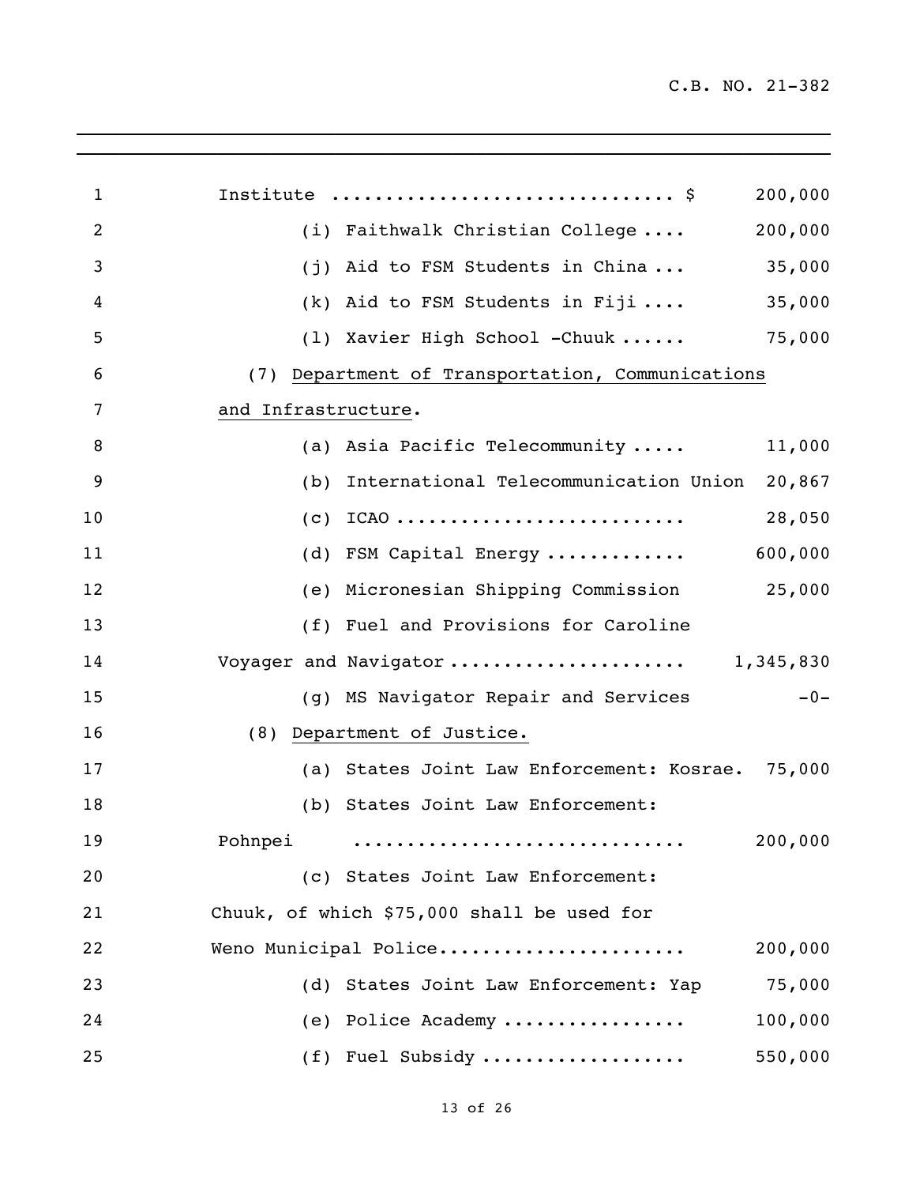Institute .............................. $ 200,000

(i) Faithwalk Christian College .... 200,000

(j) Aid to FSM Students in China ... 35,000

(k) Aid to FSM Students in Fiji .... 35,000

(l) Xavier High School -Chuuk ...... 75,000

(7) <u>Department of Transportation, Communications and Infrastructure</u>.

(a) Asia Pacific Telecommunity ..... 11,000

(b) International Telecommunication Union 20,867

(c) ICAO .......................... 28,050

(d) FSM Capital Energy ............ 600,000

(e) Micronesian Shipping Commission 25,000

(f) Fuel and Provisions for Caroline Voyager and Navigator ..................... 1,345,830

(g) MS Navigator Repair and Services -0-

(8) <u>Department of Justice.</u>

(a) States Joint Law Enforcement: Kosrae. 75,000

(b) States Joint Law Enforcement: Pohnpei ............................ 200,000

(c) States Joint Law Enforcement: Chuuk, of which $75,000 shall be used for Weno Municipal Police...................... 200,000

(d) States Joint Law Enforcement: Yap 75,000

(e) Police Academy ................ 100,000

(f) Fuel Subsidy .................. 550,000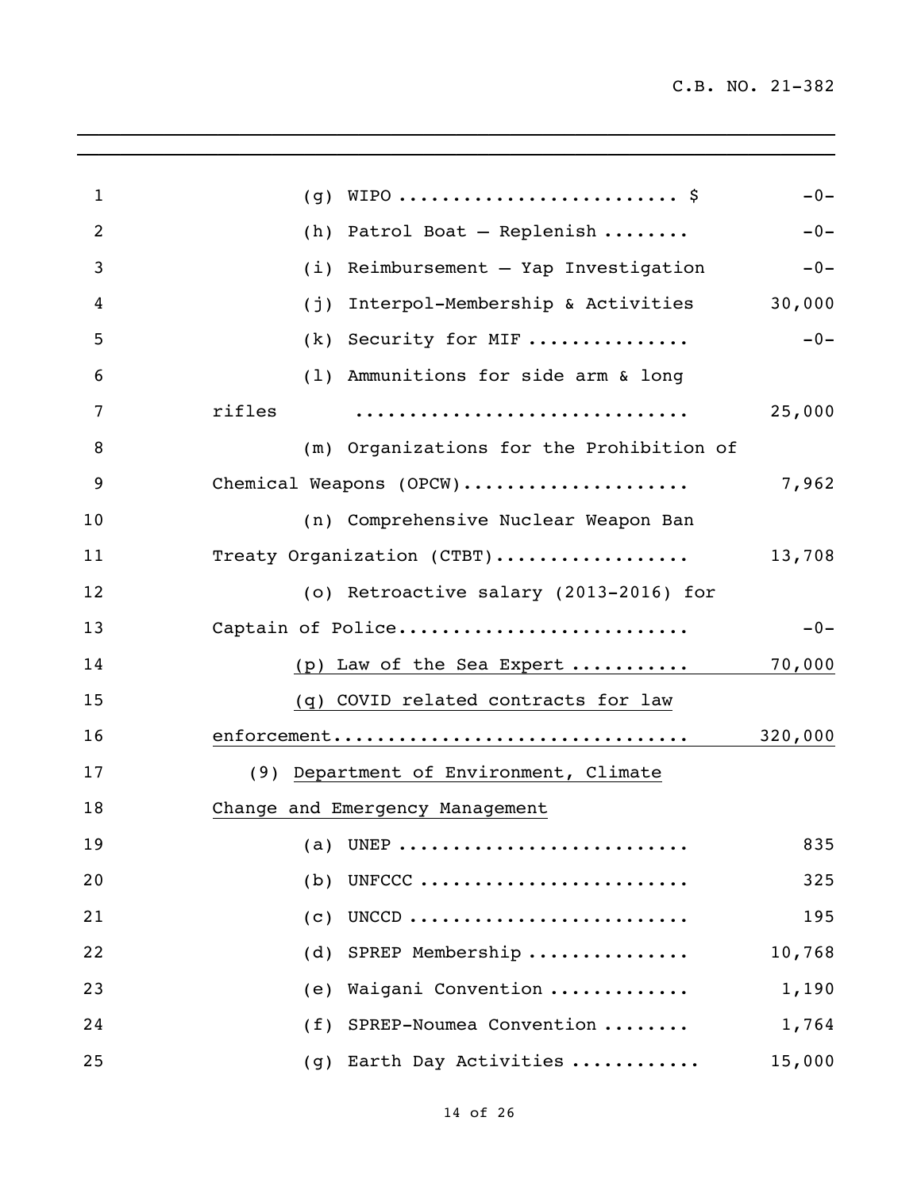| | |
|---|---|
| (g) WIPO ......................... $ | -0- |
| (h) Patrol Boat – Replenish ........ | -0- |
| (i) Reimbursement – Yap Investigation | -0- |
| (j) Interpol-Membership & Activities | 30,000 |
| (k) Security for MIF .............. | -0- |
| (l) Ammunitions for side arm & long rifles .............................. | 25,000 |
| (m) Organizations for the Prohibition of Chemical Weapons (OPCW).................... | 7,962 |
| (n) Comprehensive Nuclear Weapon Ban Treaty Organization (CTBT)................. | 13,708 |
| (o) Retroactive salary (2013-2016) for Captain of Police.......................... | -0- |
| <u>(p) Law of the Sea Expert ...........</u> | <u>70,000</u> |
| <u>(q) COVID related contracts for law enforcement................................</u> | 320,000 |

(9) <u>Department of Environment, Climate Change and Emergency Management</u>

| | |
|---|---|
| (a) UNEP .......................... | 835 |
| (b) UNFCCC ........................ | 325 |
| (c) UNCCD ......................... | 195 |
| (d) SPREP Membership .............. | 10,768 |
| (e) Waigani Convention ............ | 1,190 |
| (f) SPREP-Noumea Convention ........ | 1,764 |
| (g) Earth Day Activities ........... | 15,000 |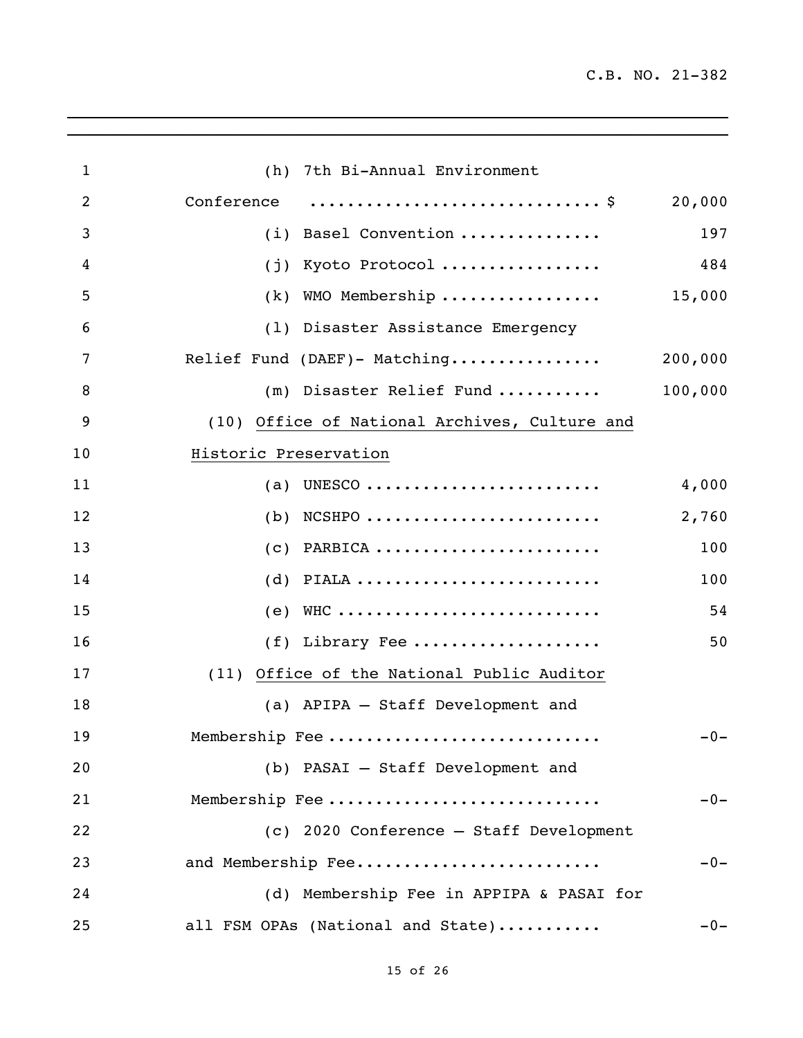(h) 7th Bi-Annual Environment Conference .............................. $ 20,000

(i) Basel Convention ............... 197

(j) Kyoto Protocol ................ 484

(k) WMO Membership ................ 15,000

(l) Disaster Assistance Emergency Relief Fund (DAEF)- Matching................ 200,000

(m) Disaster Relief Fund ........... 100,000

(10) <u>Office of National Archives, Culture and Historic Preservation</u>

(a) UNESCO ........................ 4,000

(b) NCSHPO ........................ 2,760

(c) PARBICA ....................... 100

(d) PIALA ......................... 100

(e) WHC ........................... 54

(f) Library Fee ................... 50

(11) <u>Office of the National Public Auditor</u>

(a) APIPA – Staff Development and Membership Fee ........................... -0-

(b) PASAI – Staff Development and Membership Fee ........................... -0-

(c) 2020 Conference – Staff Development and Membership Fee......................... -0-

(d) Membership Fee in APPIPA & PASAI for all FSM OPAs (National and State)........... -0-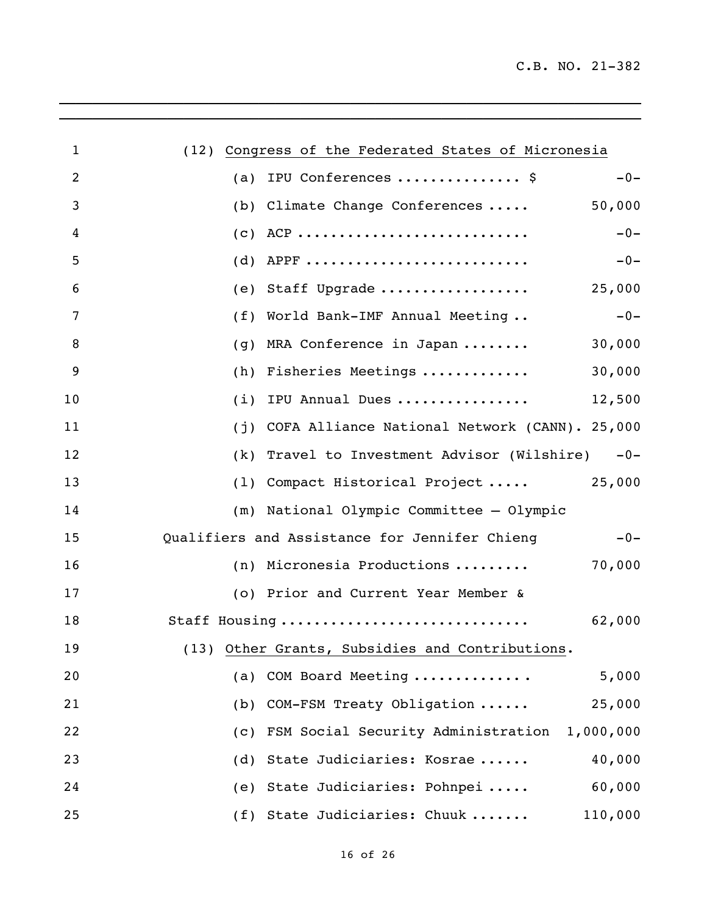(12) Congress of the Federated States of Micronesia

(a) IPU Conferences ............... $ -0-

(b) Climate Change Conferences ..... 50,000

(c) ACP ........................... -0-

(d) APPF .......................... -0-

(e) Staff Upgrade .................. 25,000

(f) World Bank-IMF Annual Meeting .. -0-

(g) MRA Conference in Japan ........ 30,000

(h) Fisheries Meetings ............. 30,000

(i) IPU Annual Dues ................ 12,500

(j) COFA Alliance National Network (CANN). 25,000

(k) Travel to Investment Advisor (Wilshire) -0-

(l) Compact Historical Project ..... 25,000

(m) National Olympic Committee – Olympic Qualifiers and Assistance for Jennifer Chieng -0-

(n) Micronesia Productions ......... 70,000

(o) Prior and Current Year Member & Staff Housing ............................ 62,000

(13) Other Grants, Subsidies and Contributions.

(a) COM Board Meeting ............. 5,000

(b) COM-FSM Treaty Obligation ...... 25,000

(c) FSM Social Security Administration 1,000,000

(d) State Judiciaries: Kosrae ...... 40,000

(e) State Judiciaries: Pohnpei ..... 60,000

(f) State Judiciaries: Chuuk ....... 110,000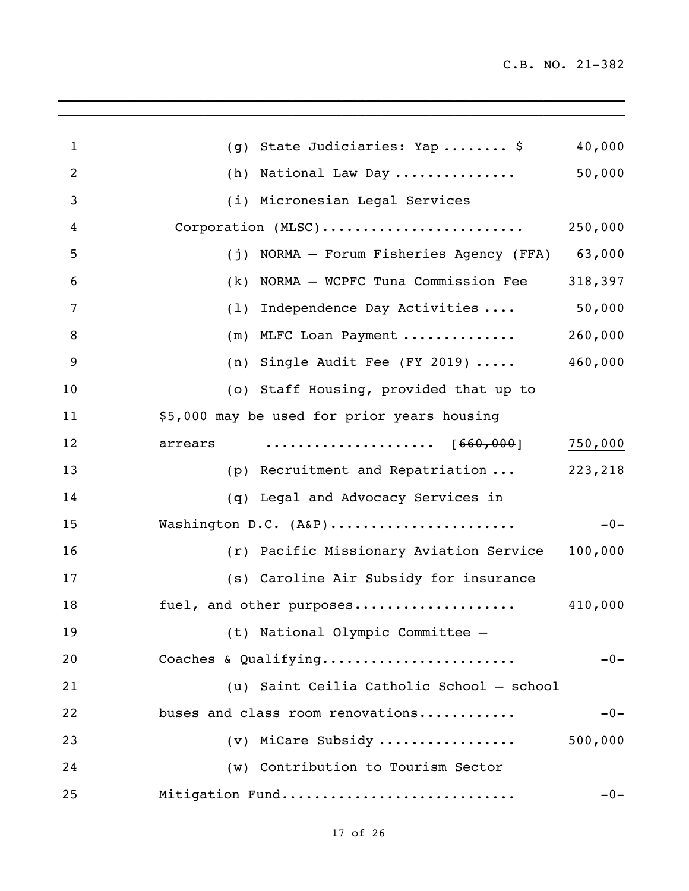(g) State Judiciaries: Yap ........ $ 40,000

(h) National Law Day .............. 50,000

(i) Micronesian Legal Services Corporation (MLSC)........................ 250,000

(j) NORMA – Forum Fisheries Agency (FFA) 63,000

(k) NORMA – WCPFC Tuna Commission Fee 318,397

(l) Independence Day Activities .... 50,000

(m) MLFC Loan Payment ............. 260,000

(n) Single Audit Fee (FY 2019) ..... 460,000

(o) Staff Housing, provided that up to $5,000 may be used for prior years housing arrears .................... [~~660,000~~] <u>750,000</u>

(p) Recruitment and Repatriation ... 223,218

(q) Legal and Advocacy Services in Washington D.C. (A&P)...................... -0-

(r) Pacific Missionary Aviation Service 100,000

(s) Caroline Air Subsidy for insurance fuel, and other purposes................... 410,000

(t) National Olympic Committee – Coaches & Qualifying....................... -0-

(u) Saint Ceilia Catholic School – school buses and class room renovations........... -0-

(v) MiCare Subsidy ................ 500,000

(w) Contribution to Tourism Sector Mitigation Fund............................ -0-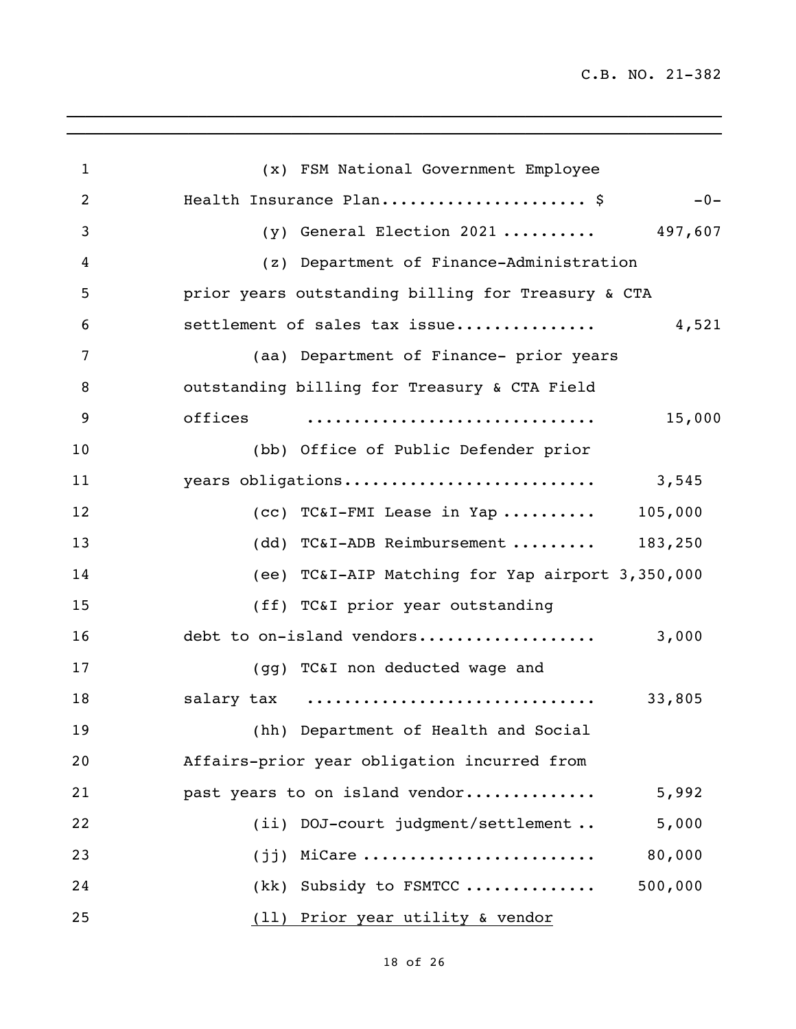(x) FSM National Government Employee Health Insurance Plan..................... $ -0-

(y) General Election 2021 .......... 497,607

(z) Department of Finance-Administration prior years outstanding billing for Treasury & CTA settlement of sales tax issue............... 4,521

(aa) Department of Finance- prior years outstanding billing for Treasury & CTA Field offices .............................. 15,000

(bb) Office of Public Defender prior years obligations.......................... 3,545

(cc) TC&I-FMI Lease in Yap .......... 105,000

(dd) TC&I-ADB Reimbursement ......... 183,250

(ee) TC&I-AIP Matching for Yap airport 3,350,000

(ff) TC&I prior year outstanding debt to on-island vendors.................. 3,000

(gg) TC&I non deducted wage and salary tax .............................. 33,805

(hh) Department of Health and Social Affairs-prior year obligation incurred from past years to on island vendor............. 5,992

(ii) DOJ-court judgment/settlement .. 5,000

(jj) MiCare ........................ 80,000

(kk) Subsidy to FSMTCC ............. 500,000

<u>(ll) Prior year utility & vendor</u>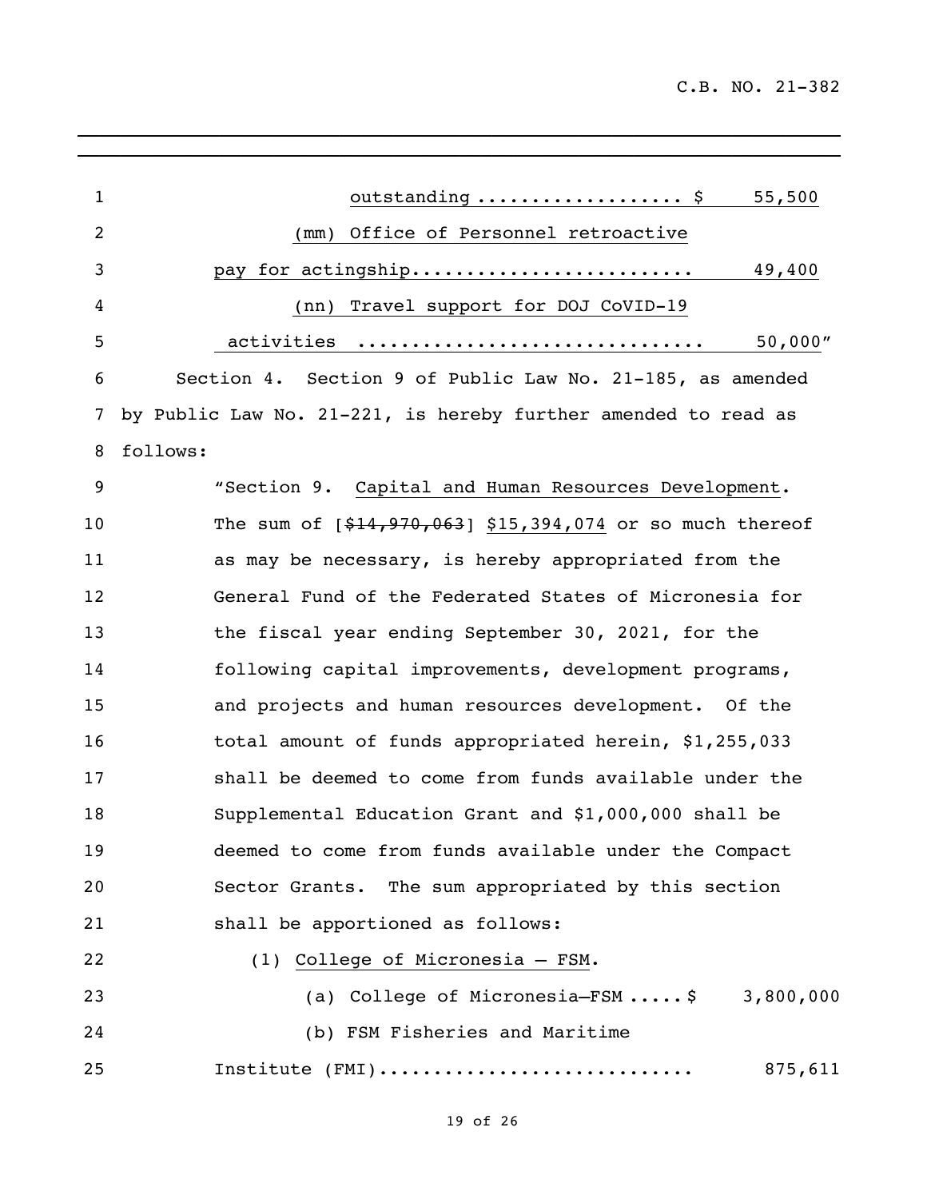outstanding .................. $ 55,500

(mm) Office of Personnel retroactive pay for actingship......................... 49,400

(nn) Travel support for DOJ CoVID-19 activities .............................. 50,000"

Section 4. Section 9 of Public Law No. 21-185, as amended by Public Law No. 21-221, is hereby further amended to read as follows:

"Section 9. Capital and Human Resources Development. The sum of [~~$14,970,063~~] $15,394,074 or so much thereof as may be necessary, is hereby appropriated from the General Fund of the Federated States of Micronesia for the fiscal year ending September 30, 2021, for the following capital improvements, development programs, and projects and human resources development. Of the total amount of funds appropriated herein, $1,255,033 shall be deemed to come from funds available under the Supplemental Education Grant and $1,000,000 shall be deemed to come from funds available under the Compact Sector Grants. The sum appropriated by this section shall be apportioned as follows:

(1) College of Micronesia – FSM.

(a) College of Micronesia—FSM .....$ 3,800,000

(b) FSM Fisheries and Maritime Institute (FMI)........................... 875,611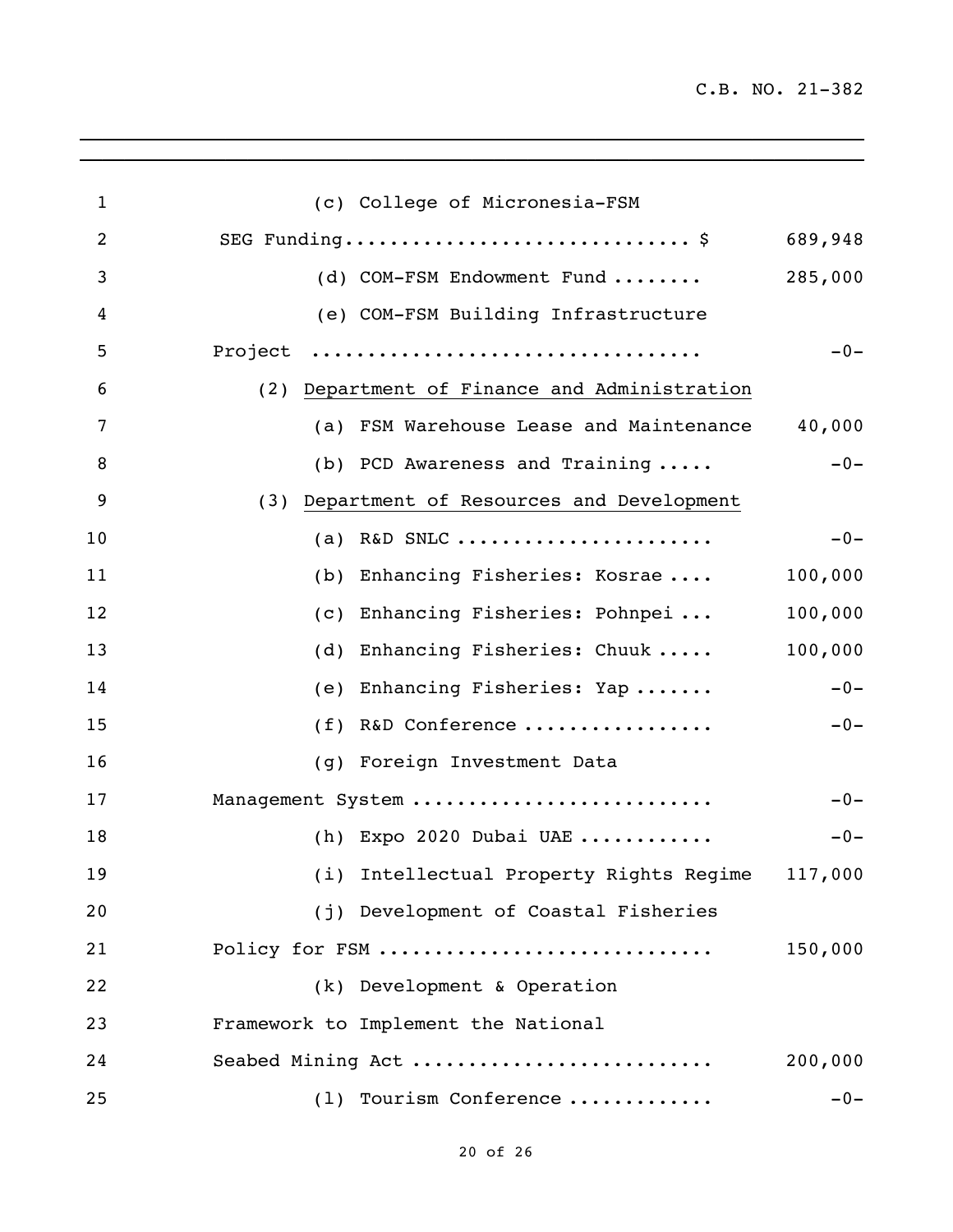(c) College of Micronesia-FSM SEG Funding............................... $ 689,948

(d) COM-FSM Endowment Fund ........ 285,000

(e) COM-FSM Building Infrastructure Project ................................. -0-

(2) <u>Department of Finance and Administration</u>

(a) FSM Warehouse Lease and Maintenance 40,000

(b) PCD Awareness and Training ..... -0-

(3) <u>Department of Resources and Development</u>

(a) R&D SNLC ...................... -0-

(b) Enhancing Fisheries: Kosrae .... 100,000

(c) Enhancing Fisheries: Pohnpei ... 100,000

(d) Enhancing Fisheries: Chuuk ..... 100,000

(e) Enhancing Fisheries: Yap ....... -0-

(f) R&D Conference ................ -0-

(g) Foreign Investment Data Management System .......................... -0-

(h) Expo 2020 Dubai UAE ........... -0-

(i) Intellectual Property Rights Regime 117,000

(j) Development of Coastal Fisheries Policy for FSM ............................ 150,000

(k) Development & Operation Framework to Implement the National Seabed Mining Act .......................... 200,000

(l) Tourism Conference ............ -0-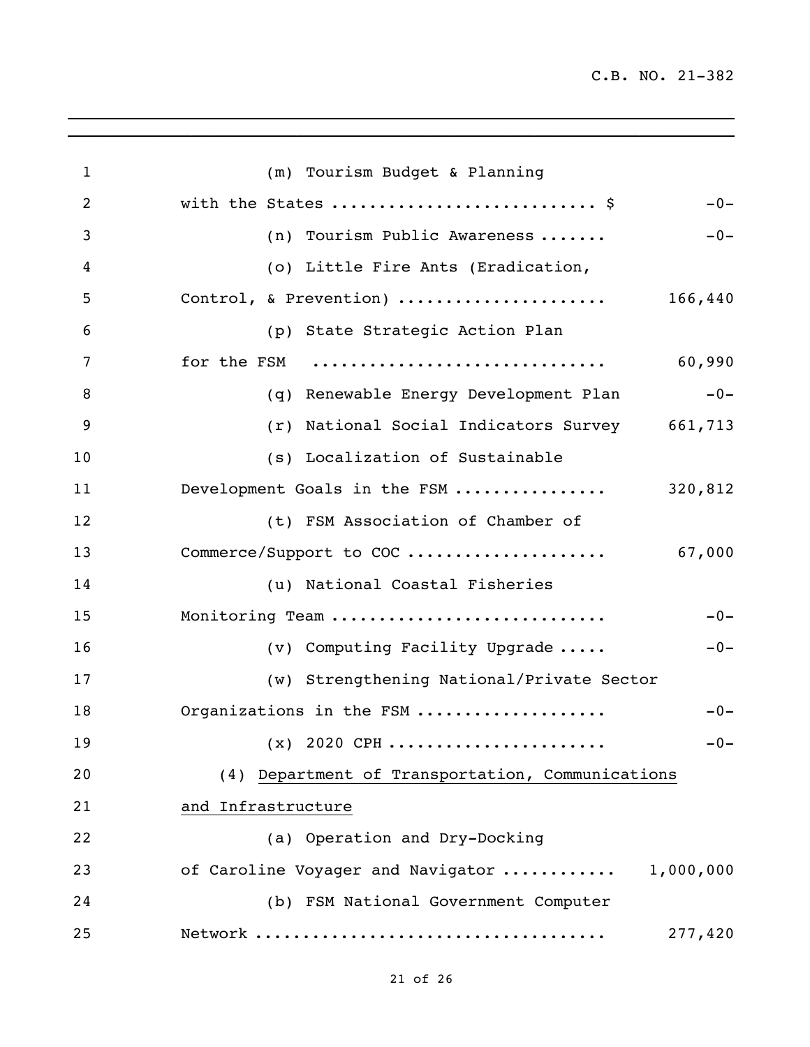(m) Tourism Budget & Planning with the States .......................... $ -0-

(n) Tourism Public Awareness ....... -0-

(o) Little Fire Ants (Eradication, Control, & Prevention) ..................... 166,440

(p) State Strategic Action Plan for the FSM .............................. 60,990

(q) Renewable Energy Development Plan -0-

(r) National Social Indicators Survey 661,713

(s) Localization of Sustainable Development Goals in the FSM ................ 320,812

(t) FSM Association of Chamber of Commerce/Support to COC .................... 67,000

(u) National Coastal Fisheries Monitoring Team ............................ -0-

(v) Computing Facility Upgrade ..... -0-

(w) Strengthening National/Private Sector Organizations in the FSM ................... -0-

(x) 2020 CPH ...................... -0-

(4) <u>Department of Transportation, Communications and Infrastructure</u>

(a) Operation and Dry-Docking of Caroline Voyager and Navigator ........... 1,000,000

(b) FSM National Government Computer Network .................................... 277,420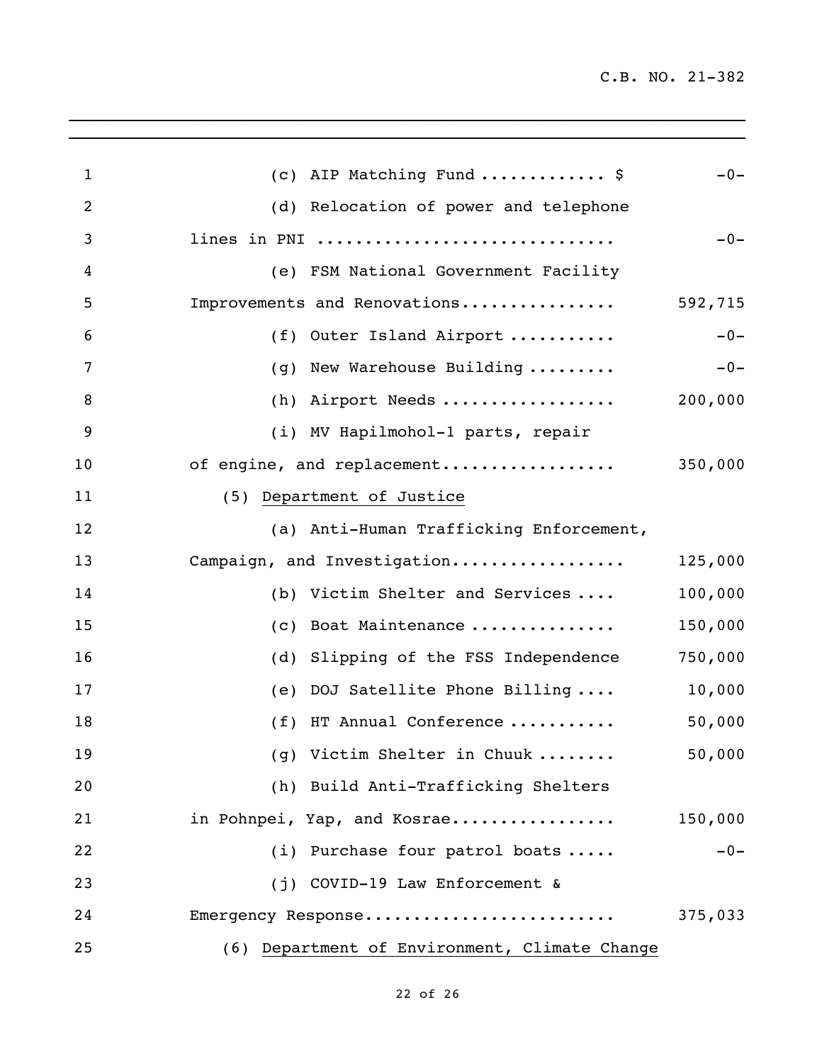(c) AIP Matching Fund ............ $ -0-

(d) Relocation of power and telephone lines in PNI .............................. -0-

(e) FSM National Government Facility Improvements and Renovations................ 592,715

(f) Outer Island Airport ........... -0-

(g) New Warehouse Building ......... -0-

(h) Airport Needs .................. 200,000

(i) MV Hapilmohol-1 parts, repair of engine, and replacement.................. 350,000

(5) <u>Department of Justice</u>

(a) Anti-Human Trafficking Enforcement, Campaign, and Investigation.................. 125,000

(b) Victim Shelter and Services .... 100,000

(c) Boat Maintenance ............... 150,000

(d) Slipping of the FSS Independence 750,000

(e) DOJ Satellite Phone Billing .... 10,000

(f) HT Annual Conference ........... 50,000

(g) Victim Shelter in Chuuk ........ 50,000

(h) Build Anti-Trafficking Shelters in Pohnpei, Yap, and Kosrae................ 150,000

(i) Purchase four patrol boats ..... -0-

(j) COVID-19 Law Enforcement & Emergency Response......................... 375,033

(6) <u>Department of Environment, Climate Change</u>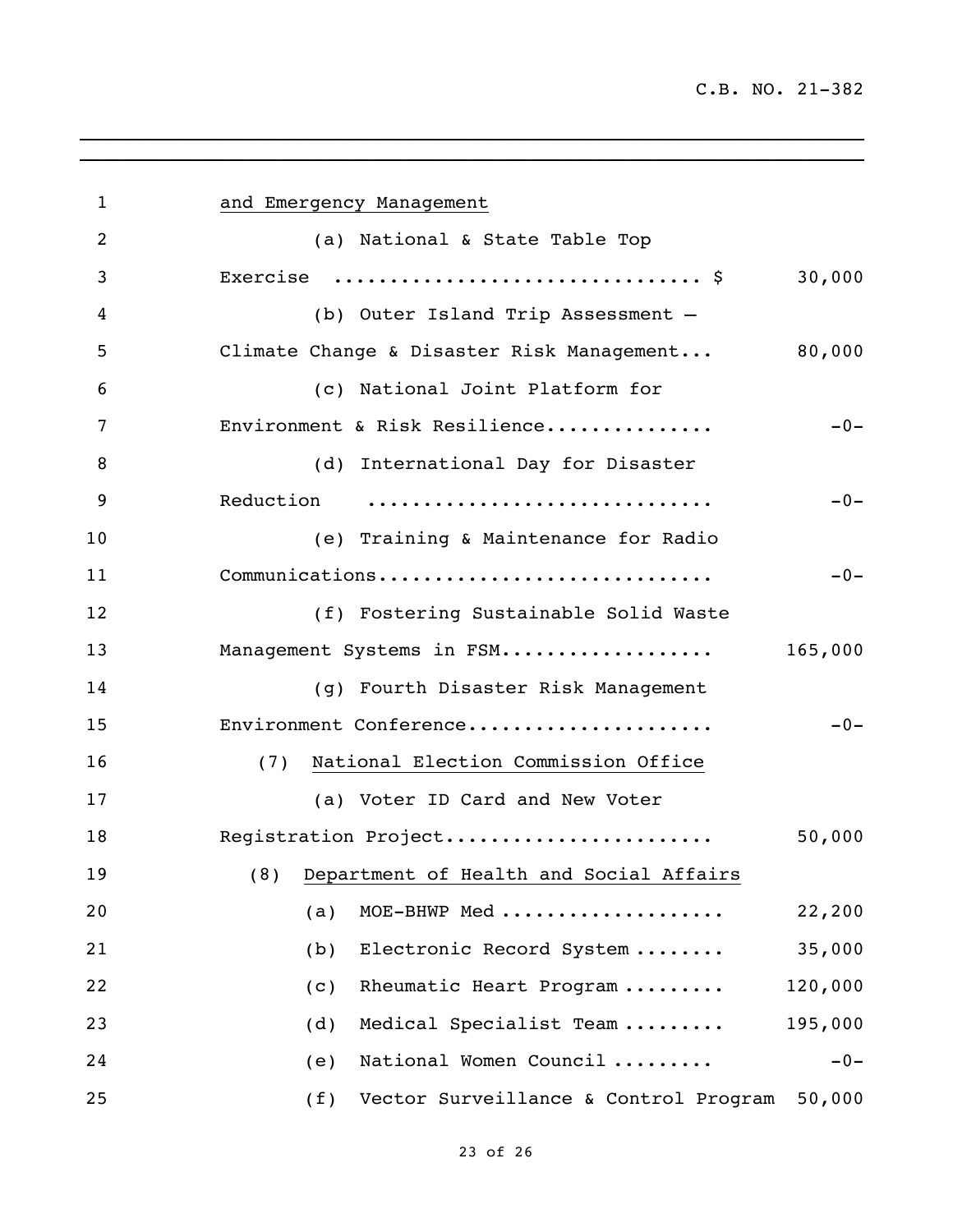and Emergency Management

(a) National & State Table Top Exercise ................................ $ 30,000

(b) Outer Island Trip Assessment – Climate Change & Disaster Risk Management... 80,000

(c) National Joint Platform for Environment & Risk Resilience............... -0-

(d) International Day for Disaster Reduction .............................. -0-

(e) Training & Maintenance for Radio Communications.............................. -0-

(f) Fostering Sustainable Solid Waste Management Systems in FSM.................. 165,000

(g) Fourth Disaster Risk Management Environment Conference..................... -0-

(7) National Election Commission Office

(a) Voter ID Card and New Voter Registration Project....................... 50,000

(8) Department of Health and Social Affairs

(a) MOE-BHWP Med ................... 22,200

(b) Electronic Record System ........ 35,000

(c) Rheumatic Heart Program ......... 120,000

(d) Medical Specialist Team ......... 195,000

(e) National Women Council ......... -0-

(f) Vector Surveillance & Control Program 50,000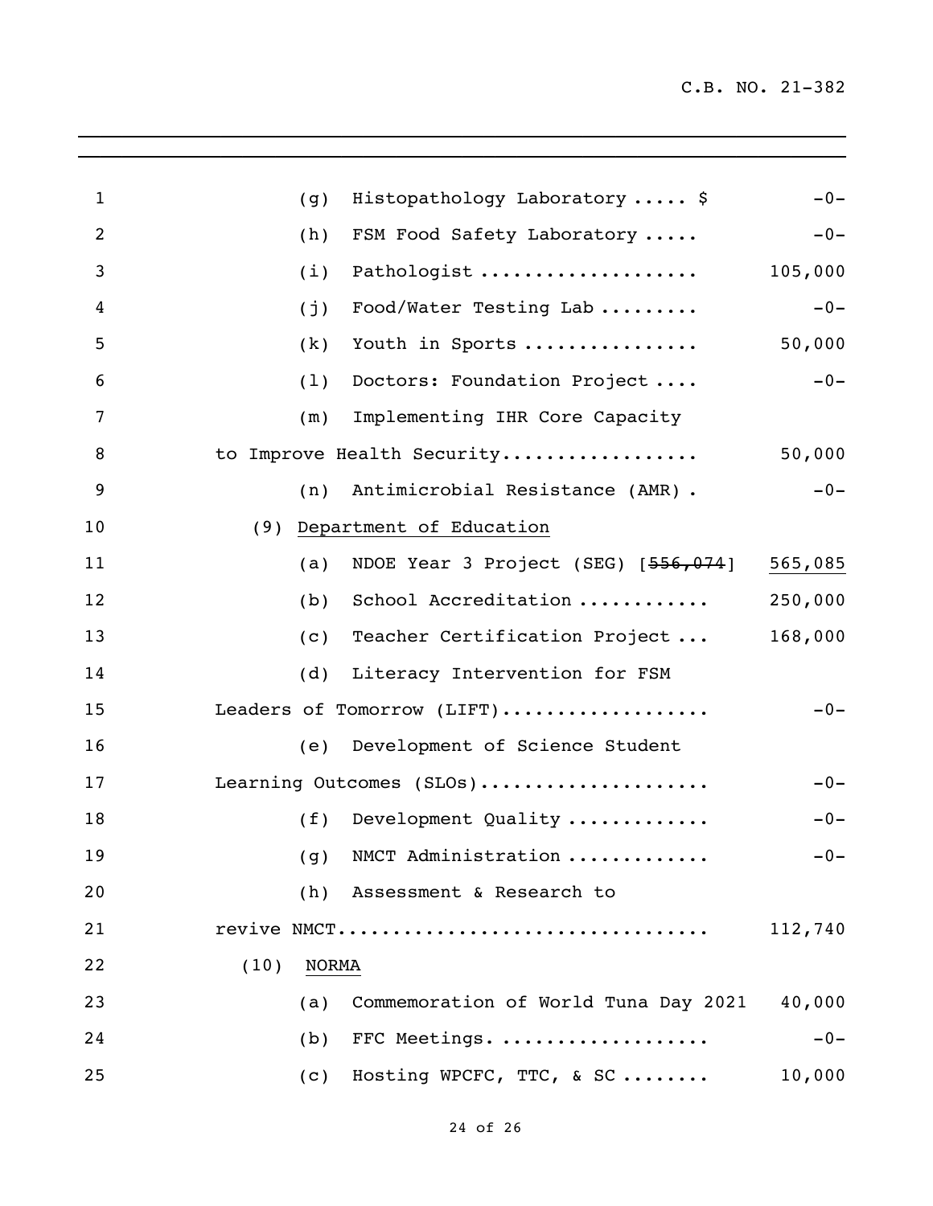(g) Histopathology Laboratory ..... $ -0-

(h) FSM Food Safety Laboratory ..... -0-

(i) Pathologist .................... 105,000

(j) Food/Water Testing Lab ......... -0-

(k) Youth in Sports ................ 50,000

(l) Doctors: Foundation Project .... -0-

(m) Implementing IHR Core Capacity to Improve Health Security.................. 50,000

(n) Antimicrobial Resistance (AMR) . -0-

(9) <u>Department of Education</u>

(a) NDOE Year 3 Project (SEG) [~~556,074~~] <u>565,085</u>

(b) School Accreditation ............ 250,000

(c) Teacher Certification Project ... 168,000

(d) Literacy Intervention for FSM Leaders of Tomorrow (LIFT)................... -0-

(e) Development of Science Student Learning Outcomes (SLOs).................... -0-

(f) Development Quality ............. -0-

(g) NMCT Administration ............. -0-

(h) Assessment & Research to revive NMCT................................ 112,740

(10) <u>NORMA</u>

(a) Commemoration of World Tuna Day 2021 40,000

(b) FFC Meetings. .................. -0-

(c) Hosting WPCFC, TTC, & SC ........ 10,000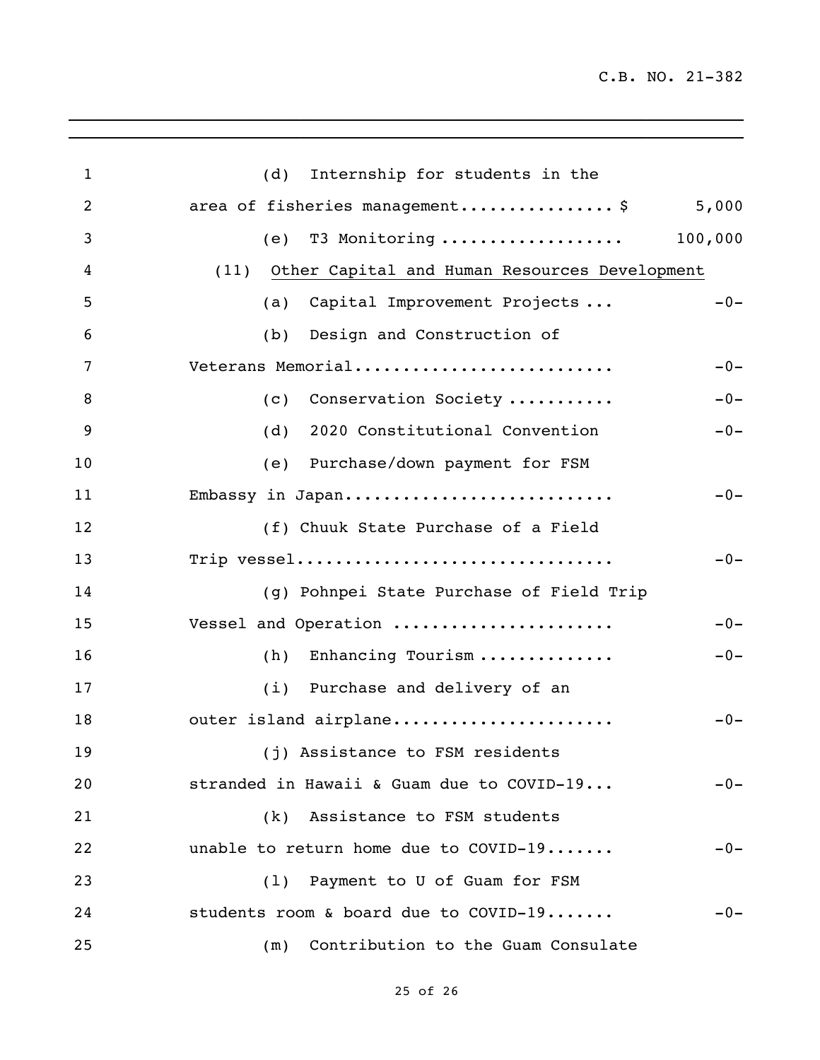(d) Internship for students in the area of fisheries management................ $ 5,000

(e) T3 Monitoring .................. 100,000

(11) Other Capital and Human Resources Development

(a) Capital Improvement Projects ... -0-

(b) Design and Construction of Veterans Memorial.......................... -0-

(c) Conservation Society .......... -0-

(d) 2020 Constitutional Convention -0-

(e) Purchase/down payment for FSM Embassy in Japan........................... -0-

(f) Chuuk State Purchase of a Field Trip vessel............................... -0-

(g) Pohnpei State Purchase of Field Trip Vessel and Operation ...................... -0-

(h) Enhancing Tourism ............. -0-

(i) Purchase and delivery of an outer island airplane...................... -0-

(j) Assistance to FSM residents stranded in Hawaii & Guam due to COVID-19... -0-

(k) Assistance to FSM students unable to return home due to COVID-19....... -0-

(l) Payment to U of Guam for FSM students room & board due to COVID-19....... -0-

(m) Contribution to the Guam Consulate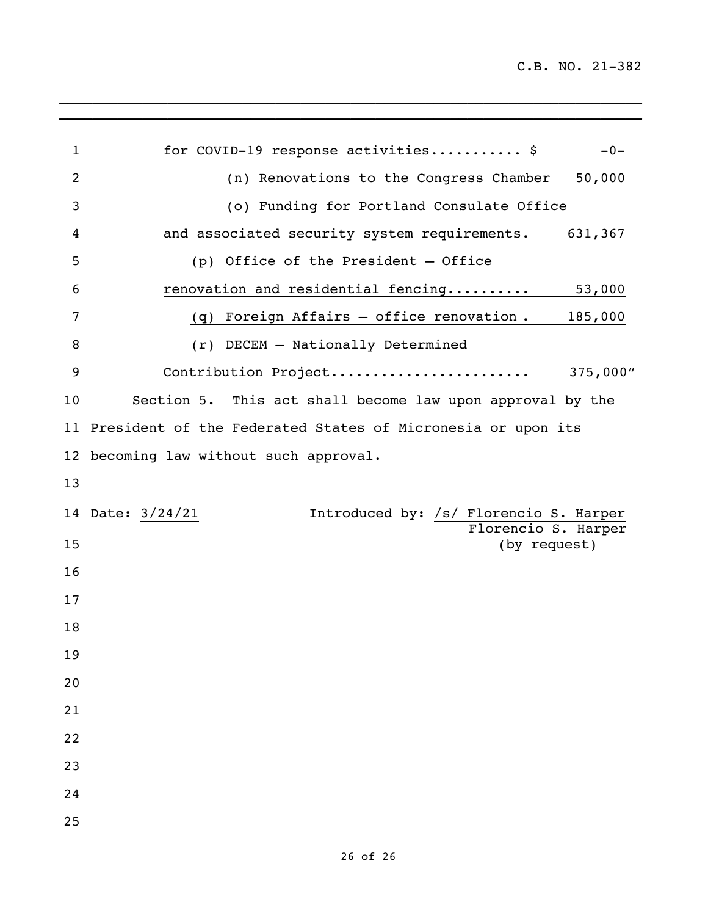for COVID-19 response activities........... $ -0-

(n) Renovations to the Congress Chamber 50,000

(o) Funding for Portland Consulate Office and associated security system requirements. 631,367

(p) Office of the President – Office renovation and residential fencing.......... 53,000

(q) Foreign Affairs – office renovation . 185,000

(r) DECEM – Nationally Determined Contribution Project....................... 375,000"

Section 5. This act shall become law upon approval by the President of the Federated States of Micronesia or upon its becoming law without such approval.

Date: 3/24/21

Introduced by: /s/ Florencio S. Harper
Florencio S. Harper
(by request)